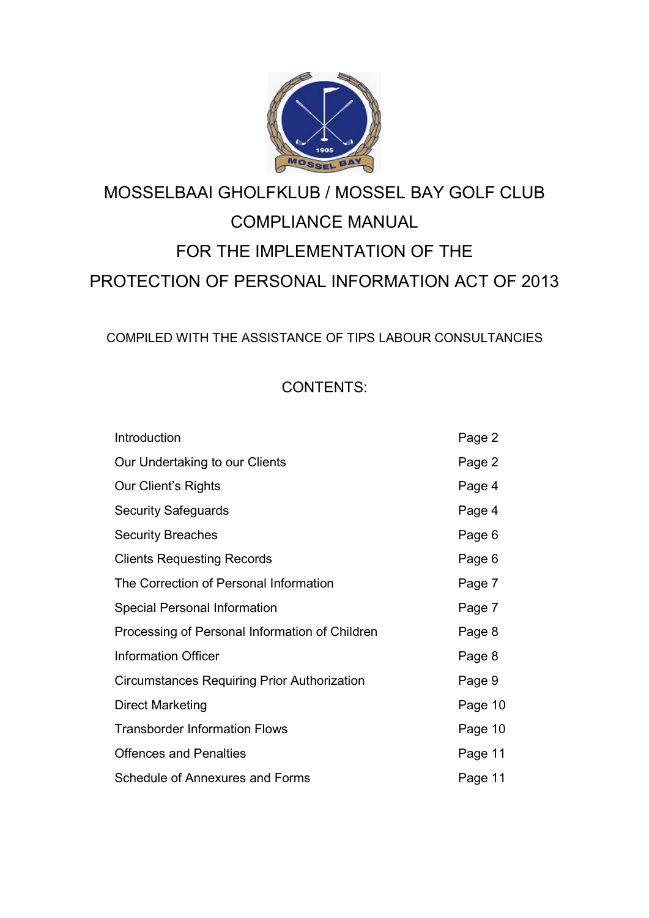# MOSSELBAAI GHOLFKLUB / MOSSEL BAY GOLF CLUB

# COMPLIANCE MANUAL

# FOR THE IMPLEMENTATION OF THE

# PROTECTION OF PERSONAL INFORMATION ACT OF 2013

COMPILED WITH THE ASSISTANCE OF TIPS LABOUR CONSULTANCIES

## CONTENTS:

| | |
|---|---|
| Introduction | Page 2 |
| Our Undertaking to our Clients | Page 2 |
| Our Client's Rights | Page 4 |
| Security Safeguards | Page 4 |
| Security Breaches | Page 6 |
| Clients Requesting Records | Page 6 |
| The Correction of Personal Information | Page 7 |
| Special Personal Information | Page 7 |
| Processing of Personal Information of Children | Page 8 |
| Information Officer | Page 8 |
| Circumstances Requiring Prior Authorization | Page 9 |
| Direct Marketing | Page 10 |
| Transborder Information Flows | Page 10 |
| Offences and Penalties | Page 11 |
| Schedule of Annexures and Forms | Page 11 |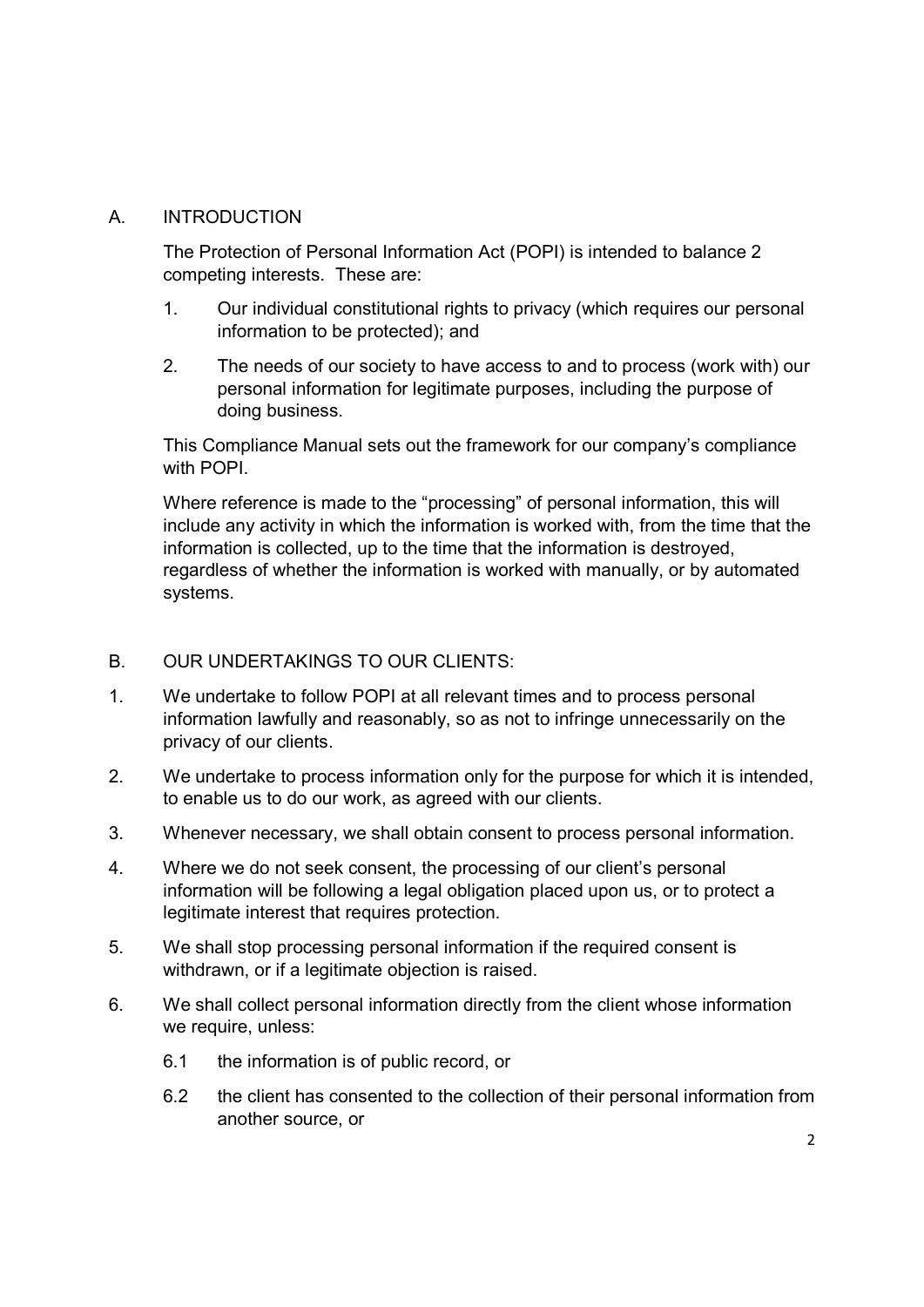## A. INTRODUCTION

The Protection of Personal Information Act (POPI) is intended to balance 2 competing interests. These are:

1. Our individual constitutional rights to privacy (which requires our personal information to be protected); and
2. The needs of our society to have access to and to process (work with) our personal information for legitimate purposes, including the purpose of doing business.

This Compliance Manual sets out the framework for our company's compliance with POPI.

Where reference is made to the "processing" of personal information, this will include any activity in which the information is worked with, from the time that the information is collected, up to the time that the information is destroyed, regardless of whether the information is worked with manually, or by automated systems.

## B. OUR UNDERTAKINGS TO OUR CLIENTS:

1. We undertake to follow POPI at all relevant times and to process personal information lawfully and reasonably, so as not to infringe unnecessarily on the privacy of our clients.
2. We undertake to process information only for the purpose for which it is intended, to enable us to do our work, as agreed with our clients.
3. Whenever necessary, we shall obtain consent to process personal information.
4. Where we do not seek consent, the processing of our client's personal information will be following a legal obligation placed upon us, or to protect a legitimate interest that requires protection.
5. We shall stop processing personal information if the required consent is withdrawn, or if a legitimate objection is raised.
6. We shall collect personal information directly from the client whose information we require, unless:
   - 6.1 the information is of public record, or
   - 6.2 the client has consented to the collection of their personal information from another source, or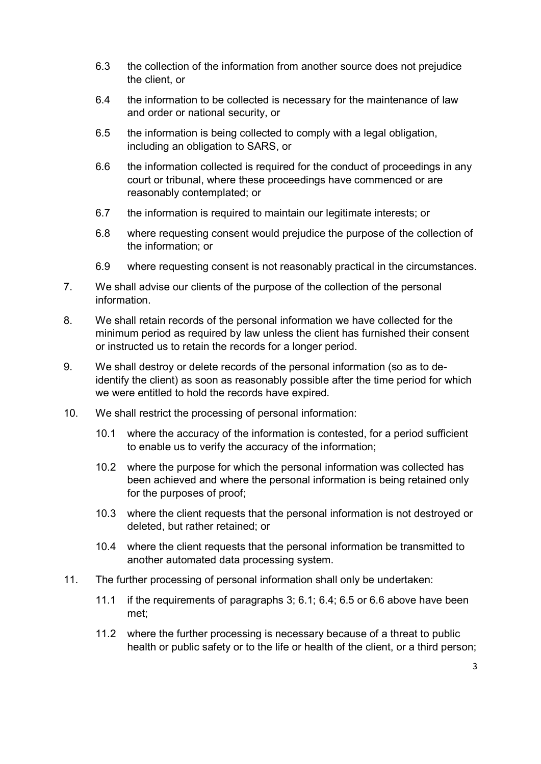6.3 the collection of the information from another source does not prejudice the client, or

6.4 the information to be collected is necessary for the maintenance of law and order or national security, or

6.5 the information is being collected to comply with a legal obligation, including an obligation to SARS, or

6.6 the information collected is required for the conduct of proceedings in any court or tribunal, where these proceedings have commenced or are reasonably contemplated; or

6.7 the information is required to maintain our legitimate interests; or

6.8 where requesting consent would prejudice the purpose of the collection of the information; or

6.9 where requesting consent is not reasonably practical in the circumstances.

7. We shall advise our clients of the purpose of the collection of the personal information.

8. We shall retain records of the personal information we have collected for the minimum period as required by law unless the client has furnished their consent or instructed us to retain the records for a longer period.

9. We shall destroy or delete records of the personal information (so as to de-identify the client) as soon as reasonably possible after the time period for which we were entitled to hold the records have expired.

10. We shall restrict the processing of personal information:

10.1 where the accuracy of the information is contested, for a period sufficient to enable us to verify the accuracy of the information;

10.2 where the purpose for which the personal information was collected has been achieved and where the personal information is being retained only for the purposes of proof;

10.3 where the client requests that the personal information is not destroyed or deleted, but rather retained; or

10.4 where the client requests that the personal information be transmitted to another automated data processing system.

11. The further processing of personal information shall only be undertaken:

11.1 if the requirements of paragraphs 3; 6.1; 6.4; 6.5 or 6.6 above have been met;

11.2 where the further processing is necessary because of a threat to public health or public safety or to the life or health of the client, or a third person;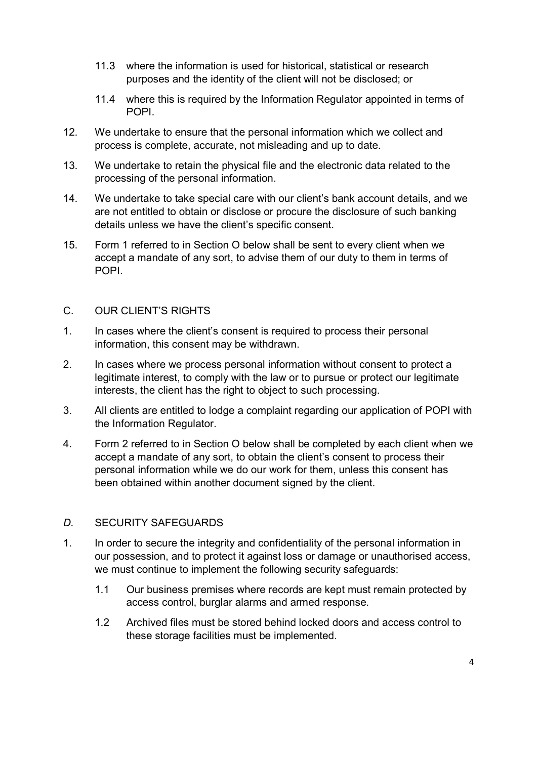11.3 where the information is used for historical, statistical or research purposes and the identity of the client will not be disclosed; or

11.4 where this is required by the Information Regulator appointed in terms of POPI.

12. We undertake to ensure that the personal information which we collect and process is complete, accurate, not misleading and up to date.

13. We undertake to retain the physical file and the electronic data related to the processing of the personal information.

14. We undertake to take special care with our client's bank account details, and we are not entitled to obtain or disclose or procure the disclosure of such banking details unless we have the client's specific consent.

15. Form 1 referred to in Section O below shall be sent to every client when we accept a mandate of any sort, to advise them of our duty to them in terms of POPI.

## C. OUR CLIENT'S RIGHTS

1. In cases where the client's consent is required to process their personal information, this consent may be withdrawn.

2. In cases where we process personal information without consent to protect a legitimate interest, to comply with the law or to pursue or protect our legitimate interests, the client has the right to object to such processing.

3. All clients are entitled to lodge a complaint regarding our application of POPI with the Information Regulator.

4. Form 2 referred to in Section O below shall be completed by each client when we accept a mandate of any sort, to obtain the client's consent to process their personal information while we do our work for them, unless this consent has been obtained within another document signed by the client.

## *D.* SECURITY SAFEGUARDS

1. In order to secure the integrity and confidentiality of the personal information in our possession, and to protect it against loss or damage or unauthorised access, we must continue to implement the following security safeguards:

   1.1 Our business premises where records are kept must remain protected by access control, burglar alarms and armed response.

   1.2 Archived files must be stored behind locked doors and access control to these storage facilities must be implemented.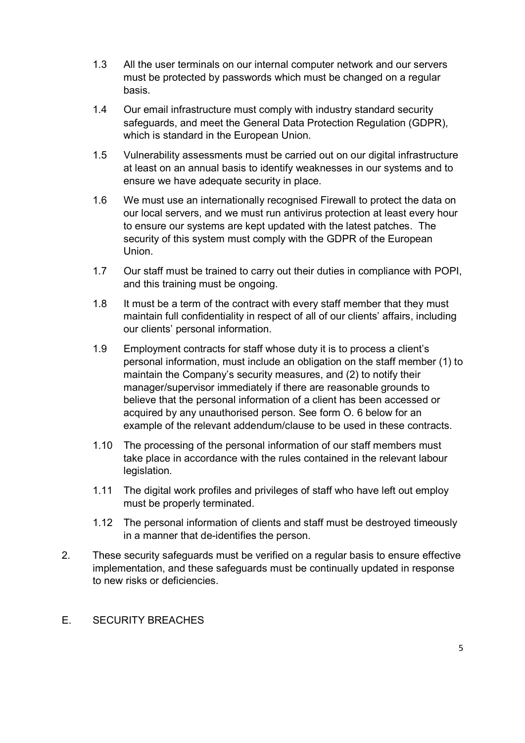1.3 All the user terminals on our internal computer network and our servers must be protected by passwords which must be changed on a regular basis.

1.4 Our email infrastructure must comply with industry standard security safeguards, and meet the General Data Protection Regulation (GDPR), which is standard in the European Union.

1.5 Vulnerability assessments must be carried out on our digital infrastructure at least on an annual basis to identify weaknesses in our systems and to ensure we have adequate security in place.

1.6 We must use an internationally recognised Firewall to protect the data on our local servers, and we must run antivirus protection at least every hour to ensure our systems are kept updated with the latest patches. The security of this system must comply with the GDPR of the European Union.

1.7 Our staff must be trained to carry out their duties in compliance with POPI, and this training must be ongoing.

1.8 It must be a term of the contract with every staff member that they must maintain full confidentiality in respect of all of our clients' affairs, including our clients' personal information.

1.9 Employment contracts for staff whose duty it is to process a client's personal information, must include an obligation on the staff member (1) to maintain the Company's security measures, and (2) to notify their manager/supervisor immediately if there are reasonable grounds to believe that the personal information of a client has been accessed or acquired by any unauthorised person. See form O. 6 below for an example of the relevant addendum/clause to be used in these contracts.

1.10 The processing of the personal information of our staff members must take place in accordance with the rules contained in the relevant labour legislation.

1.11 The digital work profiles and privileges of staff who have left out employ must be properly terminated.

1.12 The personal information of clients and staff must be destroyed timeously in a manner that de-identifies the person.

2. These security safeguards must be verified on a regular basis to ensure effective implementation, and these safeguards must be continually updated in response to new risks or deficiencies.

## E. SECURITY BREACHES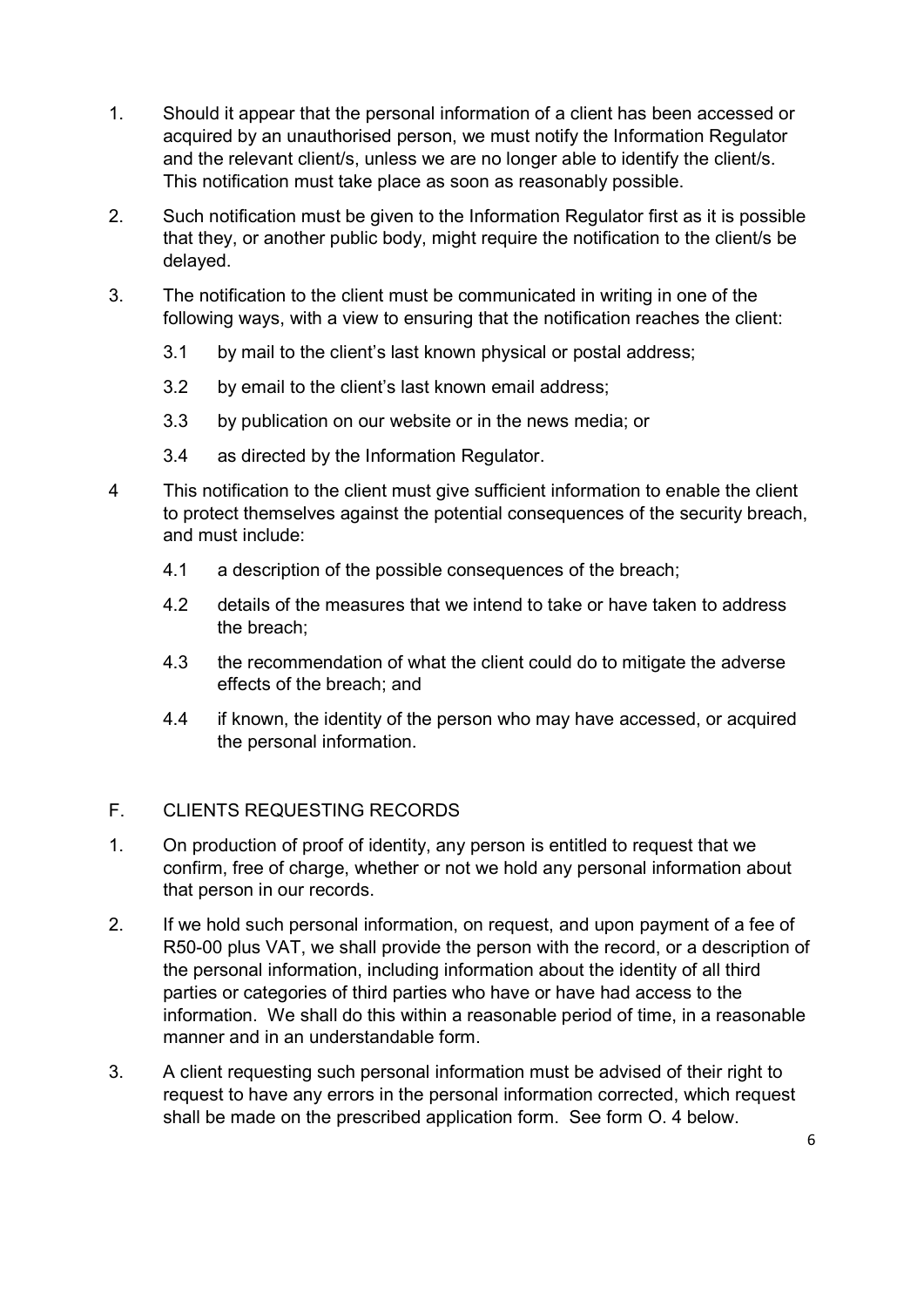1. Should it appear that the personal information of a client has been accessed or acquired by an unauthorised person, we must notify the Information Regulator and the relevant client/s, unless we are no longer able to identify the client/s. This notification must take place as soon as reasonably possible.

2. Such notification must be given to the Information Regulator first as it is possible that they, or another public body, might require the notification to the client/s be delayed.

3. The notification to the client must be communicated in writing in one of the following ways, with a view to ensuring that the notification reaches the client:

   3.1 by mail to the client's last known physical or postal address;

   3.2 by email to the client's last known email address;

   3.3 by publication on our website or in the news media; or

   3.4 as directed by the Information Regulator.

4 This notification to the client must give sufficient information to enable the client to protect themselves against the potential consequences of the security breach, and must include:

   4.1 a description of the possible consequences of the breach;

   4.2 details of the measures that we intend to take or have taken to address the breach;

   4.3 the recommendation of what the client could do to mitigate the adverse effects of the breach; and

   4.4 if known, the identity of the person who may have accessed, or acquired the personal information.

## F. CLIENTS REQUESTING RECORDS

1. On production of proof of identity, any person is entitled to request that we confirm, free of charge, whether or not we hold any personal information about that person in our records.

2. If we hold such personal information, on request, and upon payment of a fee of R50-00 plus VAT, we shall provide the person with the record, or a description of the personal information, including information about the identity of all third parties or categories of third parties who have or have had access to the information. We shall do this within a reasonable period of time, in a reasonable manner and in an understandable form.

3. A client requesting such personal information must be advised of their right to request to have any errors in the personal information corrected, which request shall be made on the prescribed application form. See form O. 4 below.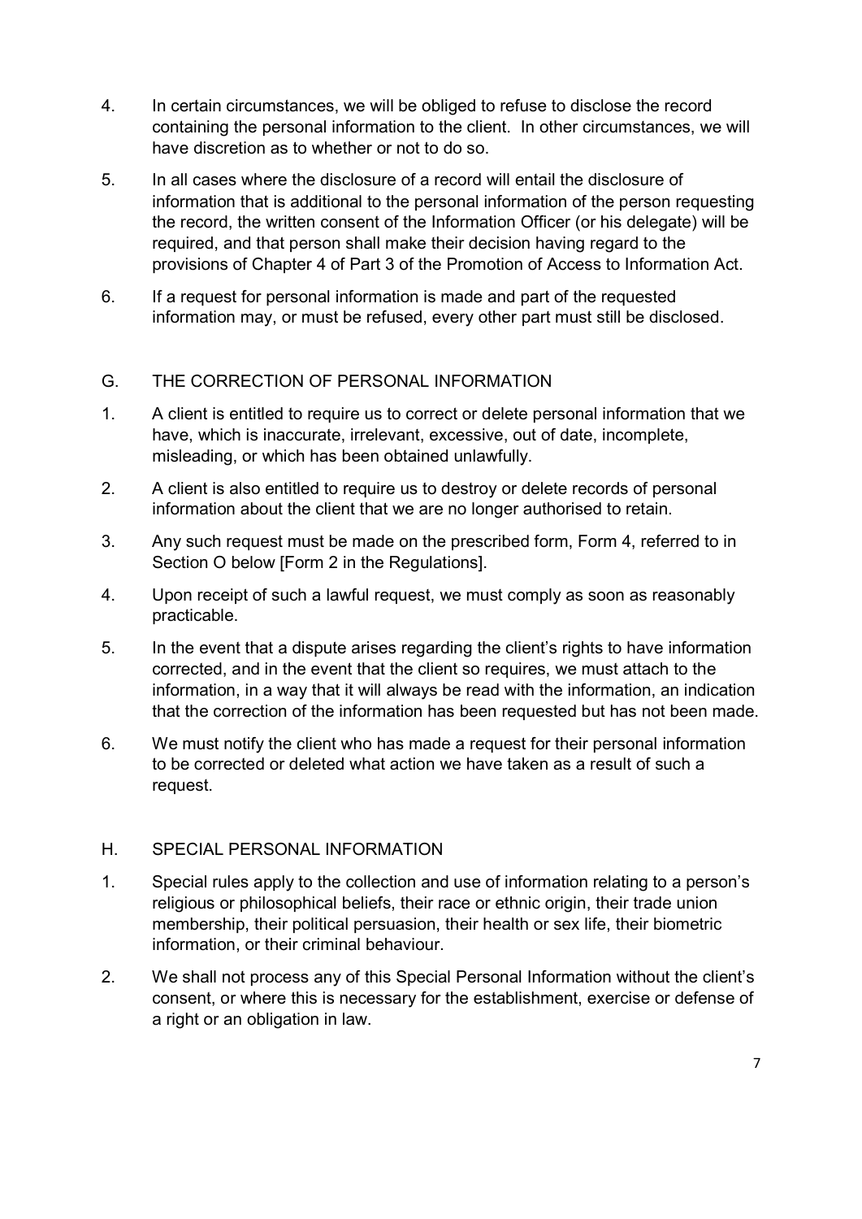4. In certain circumstances, we will be obliged to refuse to disclose the record containing the personal information to the client. In other circumstances, we will have discretion as to whether or not to do so.

5. In all cases where the disclosure of a record will entail the disclosure of information that is additional to the personal information of the person requesting the record, the written consent of the Information Officer (or his delegate) will be required, and that person shall make their decision having regard to the provisions of Chapter 4 of Part 3 of the Promotion of Access to Information Act.

6. If a request for personal information is made and part of the requested information may, or must be refused, every other part must still be disclosed.

## G. THE CORRECTION OF PERSONAL INFORMATION

1. A client is entitled to require us to correct or delete personal information that we have, which is inaccurate, irrelevant, excessive, out of date, incomplete, misleading, or which has been obtained unlawfully.

2. A client is also entitled to require us to destroy or delete records of personal information about the client that we are no longer authorised to retain.

3. Any such request must be made on the prescribed form, Form 4, referred to in Section O below [Form 2 in the Regulations].

4. Upon receipt of such a lawful request, we must comply as soon as reasonably practicable.

5. In the event that a dispute arises regarding the client's rights to have information corrected, and in the event that the client so requires, we must attach to the information, in a way that it will always be read with the information, an indication that the correction of the information has been requested but has not been made.

6. We must notify the client who has made a request for their personal information to be corrected or deleted what action we have taken as a result of such a request.

## H. SPECIAL PERSONAL INFORMATION

1. Special rules apply to the collection and use of information relating to a person's religious or philosophical beliefs, their race or ethnic origin, their trade union membership, their political persuasion, their health or sex life, their biometric information, or their criminal behaviour.

2. We shall not process any of this Special Personal Information without the client's consent, or where this is necessary for the establishment, exercise or defense of a right or an obligation in law.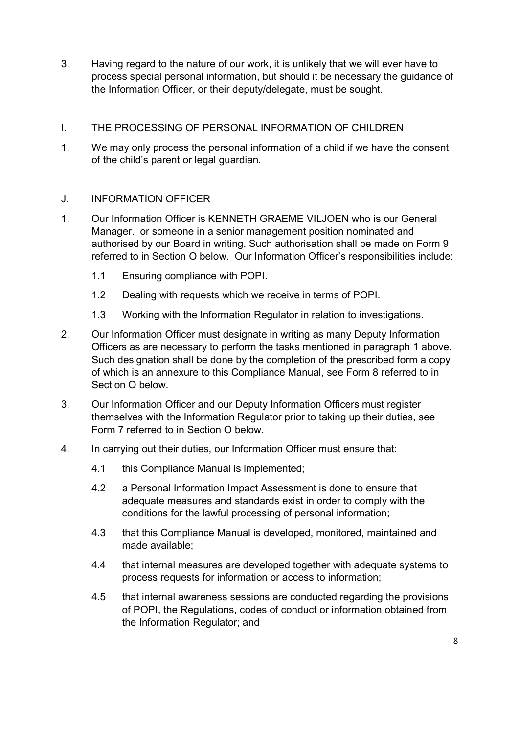3. Having regard to the nature of our work, it is unlikely that we will ever have to process special personal information, but should it be necessary the guidance of the Information Officer, or their deputy/delegate, must be sought.

## I. THE PROCESSING OF PERSONAL INFORMATION OF CHILDREN

1. We may only process the personal information of a child if we have the consent of the child's parent or legal guardian.

## J. INFORMATION OFFICER

1. Our Information Officer is KENNETH GRAEME VILJOEN who is our General Manager. or someone in a senior management position nominated and authorised by our Board in writing. Such authorisation shall be made on Form 9 referred to in Section O below. Our Information Officer's responsibilities include:

   1.1 Ensuring compliance with POPI.

   1.2 Dealing with requests which we receive in terms of POPI.

   1.3 Working with the Information Regulator in relation to investigations.

2. Our Information Officer must designate in writing as many Deputy Information Officers as are necessary to perform the tasks mentioned in paragraph 1 above. Such designation shall be done by the completion of the prescribed form a copy of which is an annexure to this Compliance Manual, see Form 8 referred to in Section O below.

3. Our Information Officer and our Deputy Information Officers must register themselves with the Information Regulator prior to taking up their duties, see Form 7 referred to in Section O below.

4. In carrying out their duties, our Information Officer must ensure that:

   4.1 this Compliance Manual is implemented;

   4.2 a Personal Information Impact Assessment is done to ensure that adequate measures and standards exist in order to comply with the conditions for the lawful processing of personal information;

   4.3 that this Compliance Manual is developed, monitored, maintained and made available;

   4.4 that internal measures are developed together with adequate systems to process requests for information or access to information;

   4.5 that internal awareness sessions are conducted regarding the provisions of POPI, the Regulations, codes of conduct or information obtained from the Information Regulator; and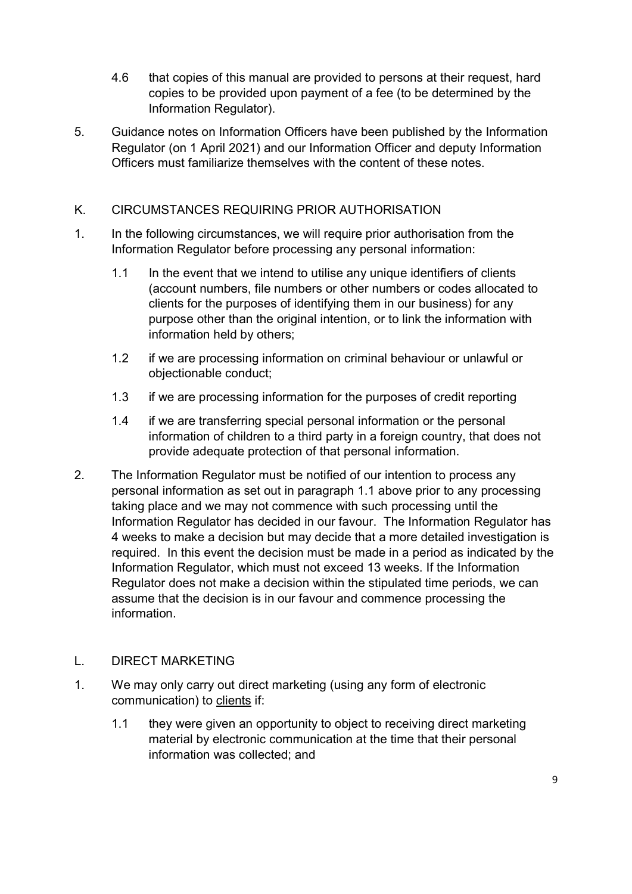4.6 that copies of this manual are provided to persons at their request, hard copies to be provided upon payment of a fee (to be determined by the Information Regulator).

5. Guidance notes on Information Officers have been published by the Information Regulator (on 1 April 2021) and our Information Officer and deputy Information Officers must familiarize themselves with the content of these notes.

## K. CIRCUMSTANCES REQUIRING PRIOR AUTHORISATION

1. In the following circumstances, we will require prior authorisation from the Information Regulator before processing any personal information:

   1.1 In the event that we intend to utilise any unique identifiers of clients (account numbers, file numbers or other numbers or codes allocated to clients for the purposes of identifying them in our business) for any purpose other than the original intention, or to link the information with information held by others;

   1.2 if we are processing information on criminal behaviour or unlawful or objectionable conduct;

   1.3 if we are processing information for the purposes of credit reporting

   1.4 if we are transferring special personal information or the personal information of children to a third party in a foreign country, that does not provide adequate protection of that personal information.

2. The Information Regulator must be notified of our intention to process any personal information as set out in paragraph 1.1 above prior to any processing taking place and we may not commence with such processing until the Information Regulator has decided in our favour. The Information Regulator has 4 weeks to make a decision but may decide that a more detailed investigation is required. In this event the decision must be made in a period as indicated by the Information Regulator, which must not exceed 13 weeks. If the Information Regulator does not make a decision within the stipulated time periods, we can assume that the decision is in our favour and commence processing the information.

## L. DIRECT MARKETING

1. We may only carry out direct marketing (using any form of electronic communication) to <u>clients</u> if:

   1.1 they were given an opportunity to object to receiving direct marketing material by electronic communication at the time that their personal information was collected; and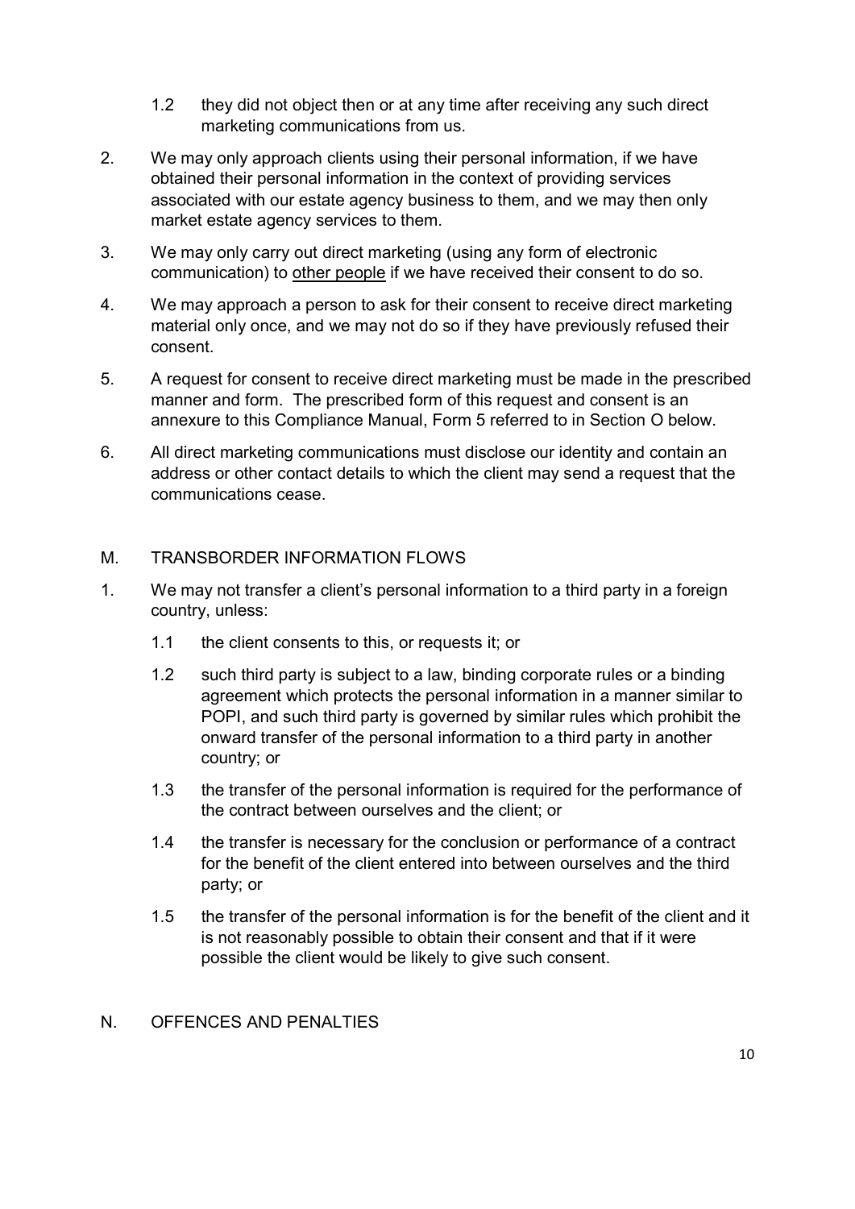1.2 they did not object then or at any time after receiving any such direct marketing communications from us.

2. We may only approach clients using their personal information, if we have obtained their personal information in the context of providing services associated with our estate agency business to them, and we may then only market estate agency services to them.

3. We may only carry out direct marketing (using any form of electronic communication) to <u>other people</u> if we have received their consent to do so.

4. We may approach a person to ask for their consent to receive direct marketing material only once, and we may not do so if they have previously refused their consent.

5. A request for consent to receive direct marketing must be made in the prescribed manner and form. The prescribed form of this request and consent is an annexure to this Compliance Manual, Form 5 referred to in Section O below.

6. All direct marketing communications must disclose our identity and contain an address or other contact details to which the client may send a request that the communications cease.

## M. TRANSBORDER INFORMATION FLOWS

1. We may not transfer a client's personal information to a third party in a foreign country, unless:

   1.1 the client consents to this, or requests it; or

   1.2 such third party is subject to a law, binding corporate rules or a binding agreement which protects the personal information in a manner similar to POPI, and such third party is governed by similar rules which prohibit the onward transfer of the personal information to a third party in another country; or

   1.3 the transfer of the personal information is required for the performance of the contract between ourselves and the client; or

   1.4 the transfer is necessary for the conclusion or performance of a contract for the benefit of the client entered into between ourselves and the third party; or

   1.5 the transfer of the personal information is for the benefit of the client and it is not reasonably possible to obtain their consent and that if it were possible the client would be likely to give such consent.

## N. OFFENCES AND PENALTIES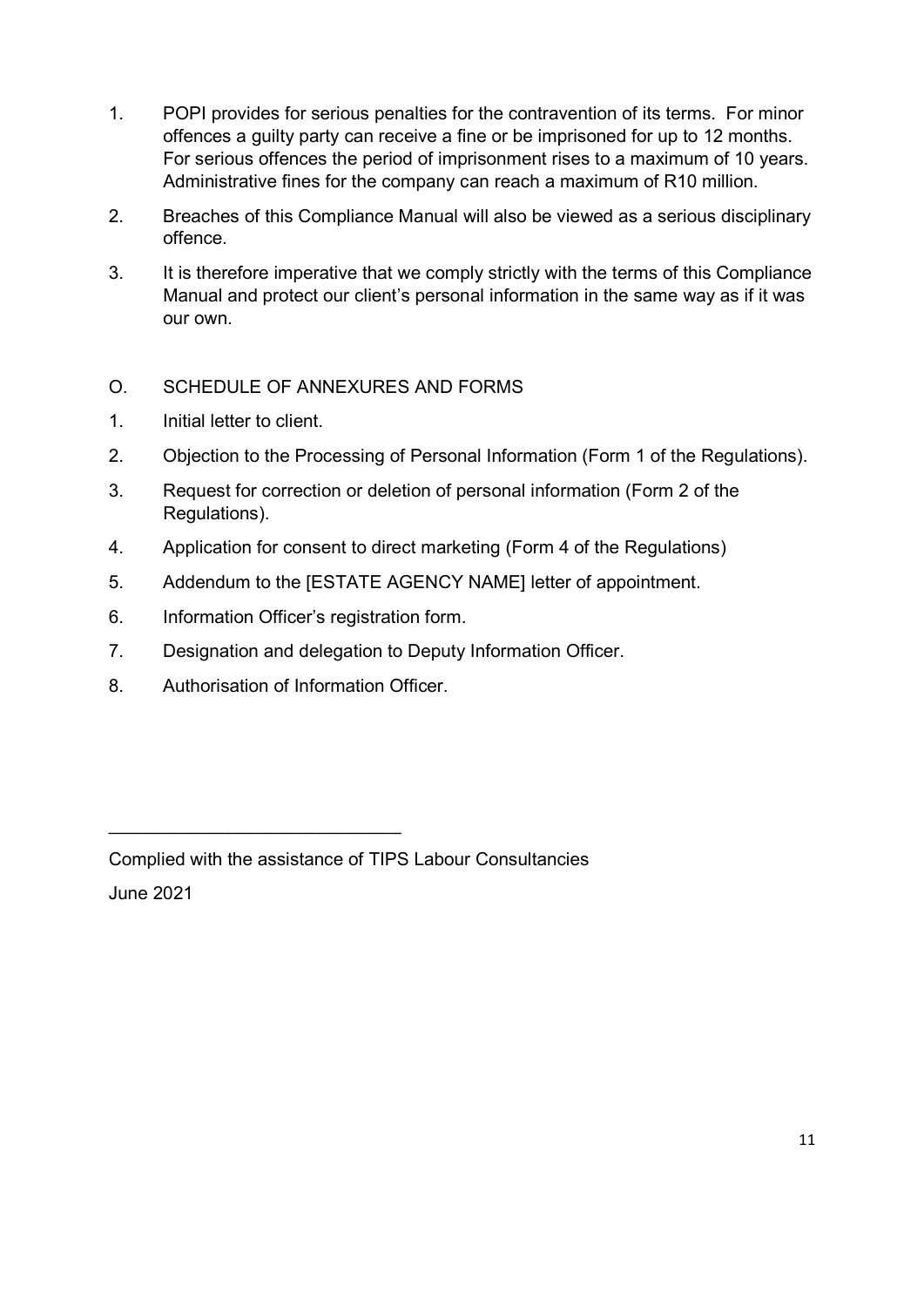1. POPI provides for serious penalties for the contravention of its terms. For minor offences a guilty party can receive a fine or be imprisoned for up to 12 months. For serious offences the period of imprisonment rises to a maximum of 10 years. Administrative fines for the company can reach a maximum of R10 million.
2. Breaches of this Compliance Manual will also be viewed as a serious disciplinary offence.
3. It is therefore imperative that we comply strictly with the terms of this Compliance Manual and protect our client's personal information in the same way as if it was our own.

## O. SCHEDULE OF ANNEXURES AND FORMS

1. Initial letter to client.
2. Objection to the Processing of Personal Information (Form 1 of the Regulations).
3. Request for correction or deletion of personal information (Form 2 of the Regulations).
4. Application for consent to direct marketing (Form 4 of the Regulations)
5. Addendum to the [ESTATE AGENCY NAME] letter of appointment.
6. Information Officer's registration form.
7. Designation and delegation to Deputy Information Officer.
8. Authorisation of Information Officer.

\_\_\_\_\_\_\_\_\_\_\_\_\_\_\_\_\_\_\_\_\_\_\_\_\_\_\_\_\_\_

Complied with the assistance of TIPS Labour Consultancies

June 2021